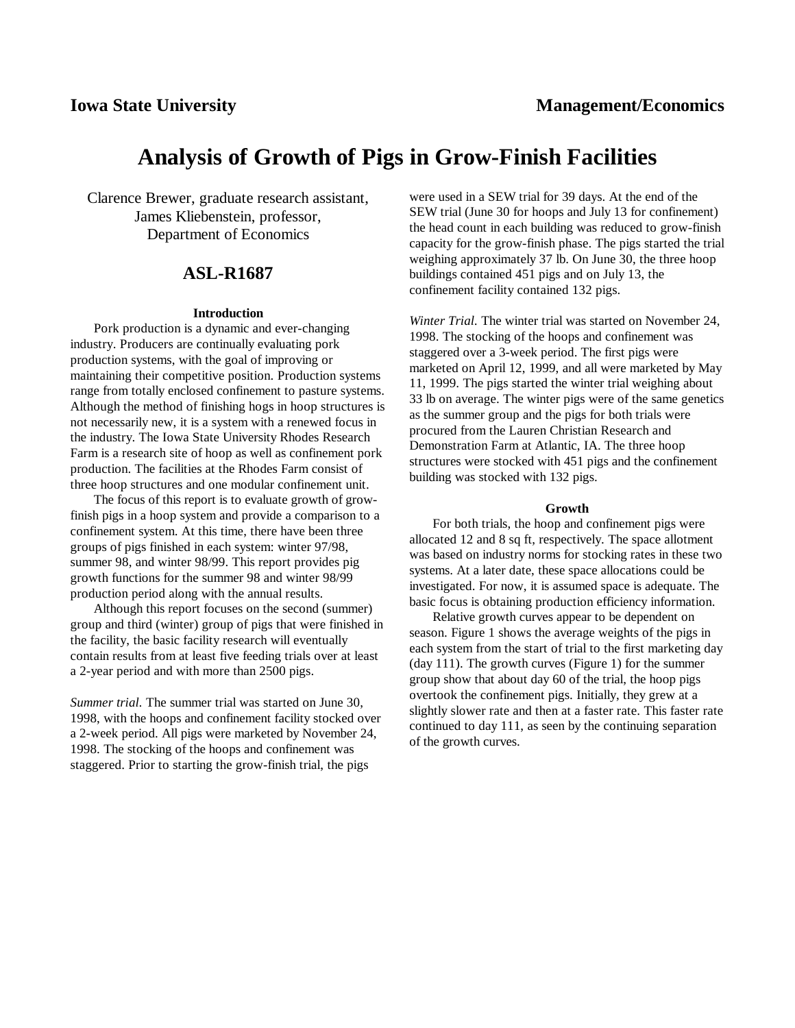**Iowa State University** **Management/Economics**

# Analysis of Growth of Pigs in Grow-Finish Facilities

Clarence Brewer, graduate research assistant,
James Kliebenstein, professor,
Department of Economics

## ASL-R1687

### Introduction

Pork production is a dynamic and ever-changing industry. Producers are continually evaluating pork production systems, with the goal of improving or maintaining their competitive position. Production systems range from totally enclosed confinement to pasture systems. Although the method of finishing hogs in hoop structures is not necessarily new, it is a system with a renewed focus in the industry. The Iowa State University Rhodes Research Farm is a research site of hoop as well as confinement pork production. The facilities at the Rhodes Farm consist of three hoop structures and one modular confinement unit.

The focus of this report is to evaluate growth of grow-finish pigs in a hoop system and provide a comparison to a confinement system. At this time, there have been three groups of pigs finished in each system: winter 97/98, summer 98, and winter 98/99. This report provides pig growth functions for the summer 98 and winter 98/99 production period along with the annual results.

Although this report focuses on the second (summer) group and third (winter) group of pigs that were finished in the facility, the basic facility research will eventually contain results from at least five feeding trials over at least a 2-year period and with more than 2500 pigs.

*Summer trial.* The summer trial was started on June 30, 1998, with the hoops and confinement facility stocked over a 2-week period. All pigs were marketed by November 24, 1998. The stocking of the hoops and confinement was staggered. Prior to starting the grow-finish trial, the pigs were used in a SEW trial for 39 days. At the end of the SEW trial (June 30 for hoops and July 13 for confinement) the head count in each building was reduced to grow-finish capacity for the grow-finish phase. The pigs started the trial weighing approximately 37 lb. On June 30, the three hoop buildings contained 451 pigs and on July 13, the confinement facility contained 132 pigs.

*Winter Trial.* The winter trial was started on November 24, 1998. The stocking of the hoops and confinement was staggered over a 3-week period. The first pigs were marketed on April 12, 1999, and all were marketed by May 11, 1999. The pigs started the winter trial weighing about 33 lb on average. The winter pigs were of the same genetics as the summer group and the pigs for both trials were procured from the Lauren Christian Research and Demonstration Farm at Atlantic, IA. The three hoop structures were stocked with 451 pigs and the confinement building was stocked with 132 pigs.

### Growth

For both trials, the hoop and confinement pigs were allocated 12 and 8 sq ft, respectively. The space allotment was based on industry norms for stocking rates in these two systems. At a later date, these space allocations could be investigated. For now, it is assumed space is adequate. The basic focus is obtaining production efficiency information.

Relative growth curves appear to be dependent on season. Figure 1 shows the average weights of the pigs in each system from the start of trial to the first marketing day (day 111). The growth curves (Figure 1) for the summer group show that about day 60 of the trial, the hoop pigs overtook the confinement pigs. Initially, they grew at a slightly slower rate and then at a faster rate. This faster rate continued to day 111, as seen by the continuing separation of the growth curves.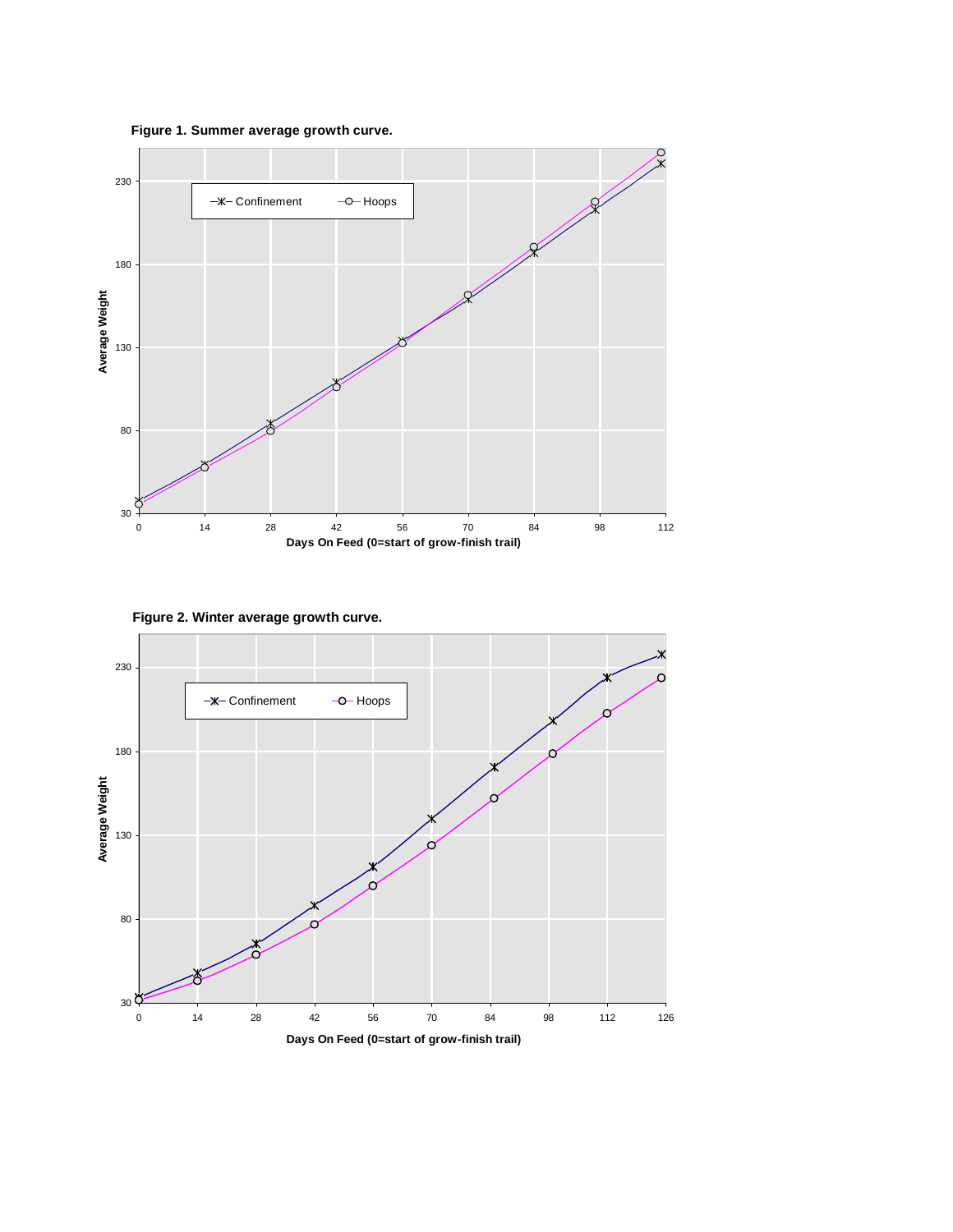**Figure 1. Summer average growth curve.**

Confinement
Hoops

Average Weight

230
180
130
80
30

0 14 28 42 56 70 84 98 112

Days On Feed (0=start of grow-finish trail)

**Figure 2. Winter average growth curve.**

Confinement
Hoops

Average Weight

230
180
130
80
30

0 14 28 42 56 70 84 98 112 126

Days On Feed (0=start of grow-finish trail)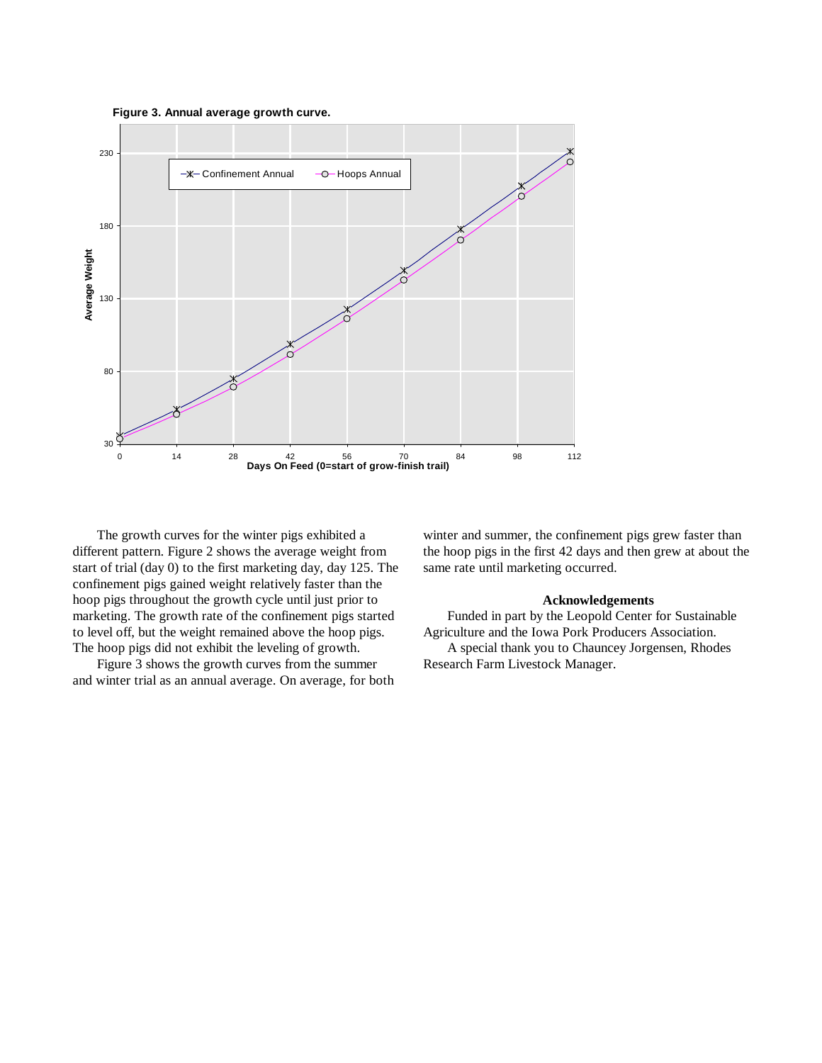**Figure 3. Annual average growth curve.**

Confinement Annual
Hoops Annual

Average Weight

230
180
130
80
30

0
14
28
42
56
70
84
98
112

Days On Feed (0=start of grow-finish trail)

The growth curves for the winter pigs exhibited a different pattern. Figure 2 shows the average weight from start of trial (day 0) to the first marketing day, day 125. The confinement pigs gained weight relatively faster than the hoop pigs throughout the growth cycle until just prior to marketing. The growth rate of the confinement pigs started to level off, but the weight remained above the hoop pigs. The hoop pigs did not exhibit the leveling of growth.

Figure 3 shows the growth curves from the summer and winter trial as an annual average. On average, for both winter and summer, the confinement pigs grew faster than the hoop pigs in the first 42 days and then grew at about the same rate until marketing occurred.

### Acknowledgements

Funded in part by the Leopold Center for Sustainable Agriculture and the Iowa Pork Producers Association.

A special thank you to Chauncey Jorgensen, Rhodes Research Farm Livestock Manager.